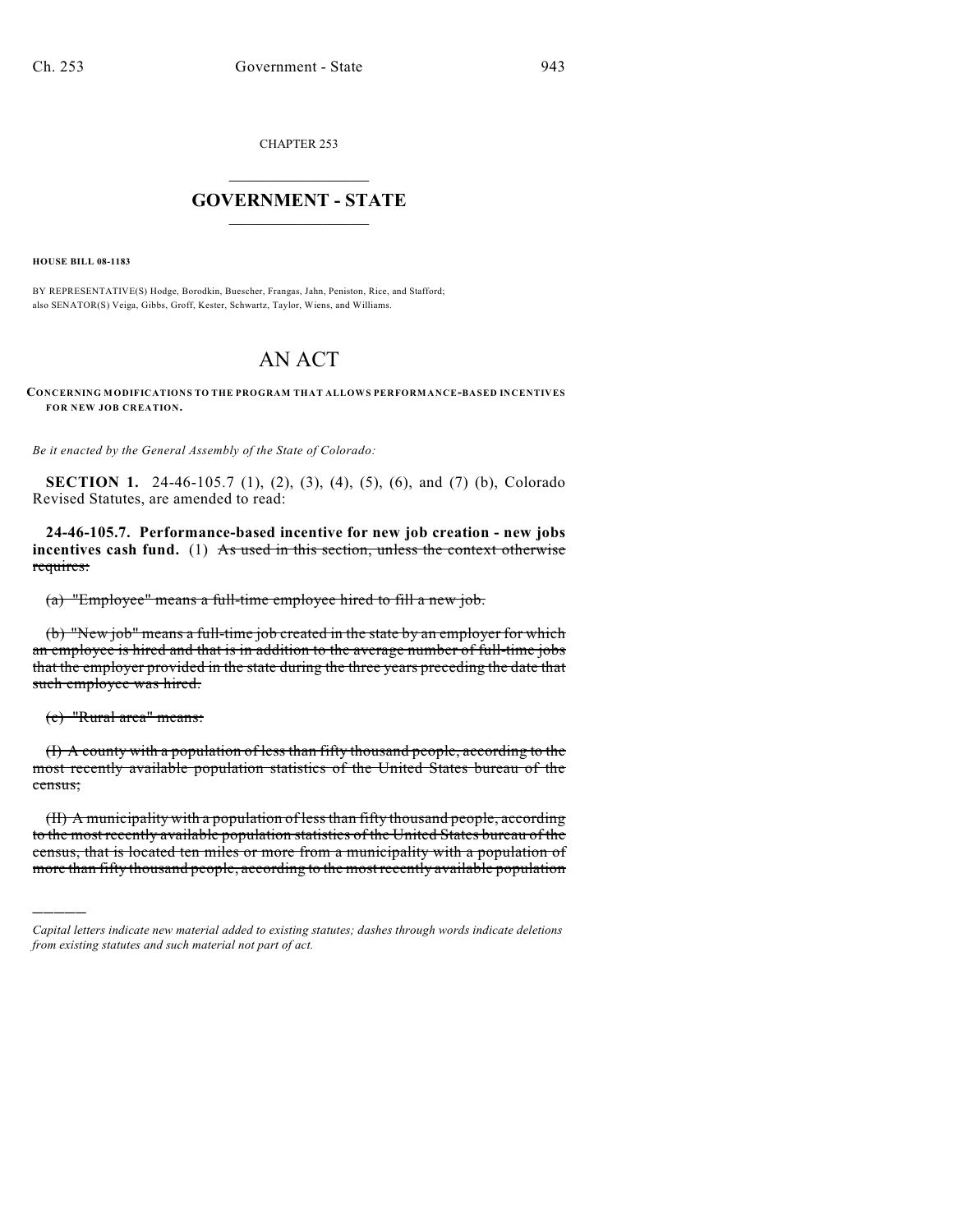CHAPTER 253

# GOVERNMENT - STATE

**HOUSE BILL 08-1183**

BY REPRESENTATIVE(S) Hodge, Borodkin, Buescher, Frangas, Jahn, Peniston, Rice, and Stafford; also SENATOR(S) Veiga, Gibbs, Groff, Kester, Schwartz, Taylor, Wiens, and Williams.

# AN ACT

**CONCERNING MODIFICATIONS TO THE PROGRAM THAT ALLOWS PERFORMANCE-BASED INCENTIVES FOR NEW JOB CREATION.**

*Be it enacted by the General Assembly of the State of Colorado:*

**SECTION 1.** 24-46-105.7 (1), (2), (3), (4), (5), (6), and (7) (b), Colorado Revised Statutes, are amended to read:

**24-46-105.7. Performance-based incentive for new job creation - new jobs incentives cash fund.** (1) ~~As used in this section, unless the context otherwise requires:~~

~~(a) "Employee" means a full-time employee hired to fill a new job.~~

~~(b) "New job" means a full-time job created in the state by an employer for which an employee is hired and that is in addition to the average number of full-time jobs that the employer provided in the state during the three years preceding the date that such employee was hired.~~

~~(c) "Rural area" means:~~

~~(I) A county with a population of less than fifty thousand people, according to the most recently available population statistics of the United States bureau of the census;~~

~~(II) A municipality with a population of less than fifty thousand people, according to the most recently available population statistics of the United States bureau of the census, that is located ten miles or more from a municipality with a population of more than fifty thousand people, according to the most recently available population~~

---

*Capital letters indicate new material added to existing statutes; dashes through words indicate deletions from existing statutes and such material not part of act.*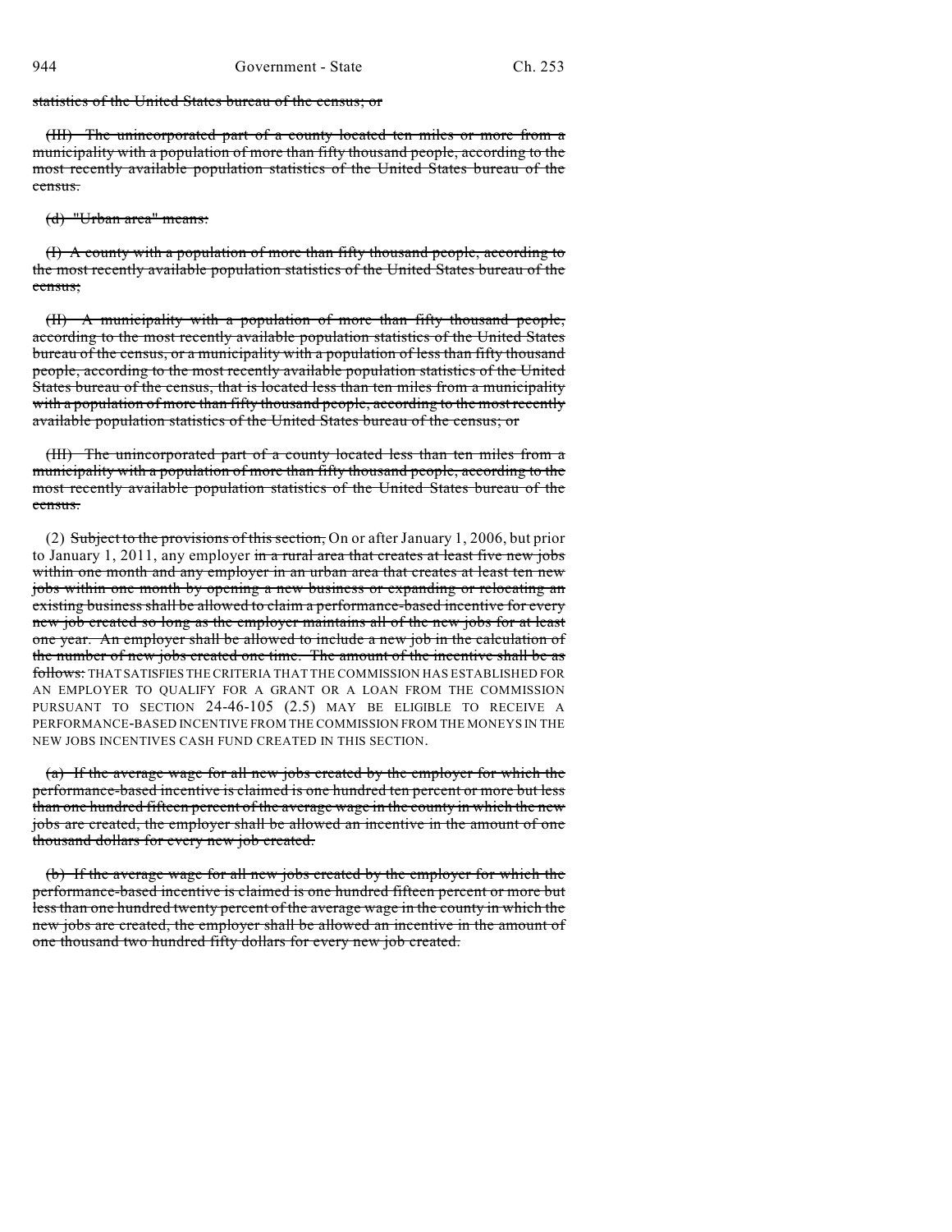~~statistics of the United States bureau of the census; or~~

~~(III) The unincorporated part of a county located ten miles or more from a municipality with a population of more than fifty thousand people, according to the most recently available population statistics of the United States bureau of the census.~~

~~(d) "Urban area" means:~~

~~(I) A county with a population of more than fifty thousand people, according to the most recently available population statistics of the United States bureau of the census;~~

~~(II) A municipality with a population of more than fifty thousand people, according to the most recently available population statistics of the United States bureau of the census, or a municipality with a population of less than fifty thousand people, according to the most recently available population statistics of the United States bureau of the census, that is located less than ten miles from a municipality with a population of more than fifty thousand people, according to the most recently available population statistics of the United States bureau of the census; or~~

~~(III) The unincorporated part of a county located less than ten miles from a municipality with a population of more than fifty thousand people, according to the most recently available population statistics of the United States bureau of the census.~~

(2) ~~Subject to the provisions of this section,~~ On or after January 1, 2006, but prior to January 1, 2011, any employer ~~in a rural area that creates at least five new jobs within one month and any employer in an urban area that creates at least ten new jobs within one month by opening a new business or expanding or relocating an existing business shall be allowed to claim a performance-based incentive for every new job created so long as the employer maintains all of the new jobs for at least one year. An employer shall be allowed to include a new job in the calculation of the number of new jobs created one time. The amount of the incentive shall be as follows:~~ THAT SATISFIES THE CRITERIA THAT THE COMMISSION HAS ESTABLISHED FOR AN EMPLOYER TO QUALIFY FOR A GRANT OR A LOAN FROM THE COMMISSION PURSUANT TO SECTION 24-46-105 (2.5) MAY BE ELIGIBLE TO RECEIVE A PERFORMANCE-BASED INCENTIVE FROM THE COMMISSION FROM THE MONEYS IN THE NEW JOBS INCENTIVES CASH FUND CREATED IN THIS SECTION.

~~(a) If the average wage for all new jobs created by the employer for which the performance-based incentive is claimed is one hundred ten percent or more but less than one hundred fifteen percent of the average wage in the county in which the new jobs are created, the employer shall be allowed an incentive in the amount of one thousand dollars for every new job created.~~

~~(b) If the average wage for all new jobs created by the employer for which the performance-based incentive is claimed is one hundred fifteen percent or more but less than one hundred twenty percent of the average wage in the county in which the new jobs are created, the employer shall be allowed an incentive in the amount of one thousand two hundred fifty dollars for every new job created.~~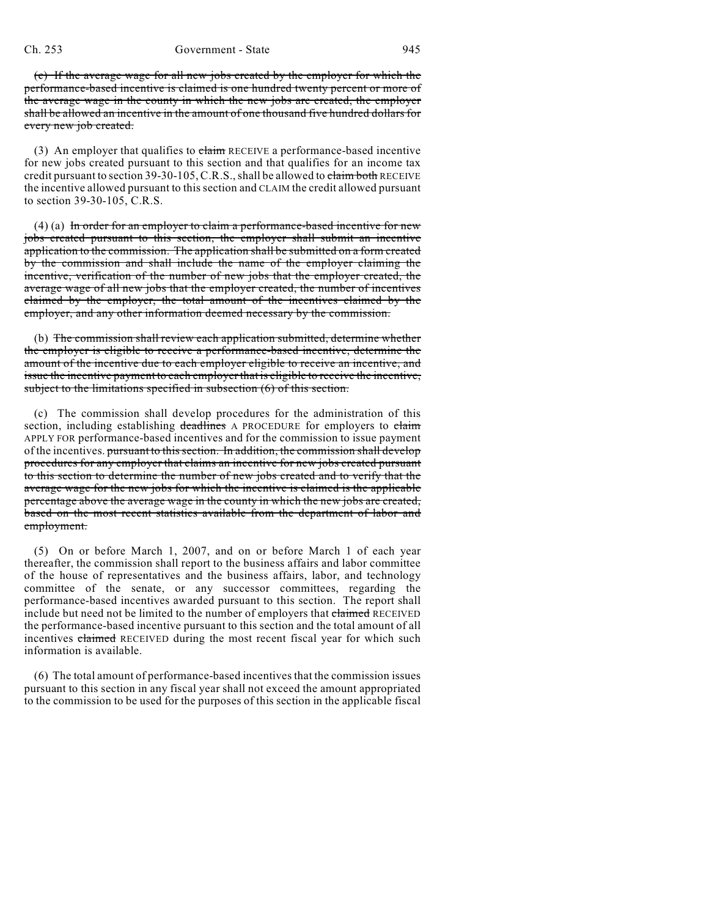~~(c) If the average wage for all new jobs created by the employer for which the performance-based incentive is claimed is one hundred twenty percent or more of the average wage in the county in which the new jobs are created, the employer shall be allowed an incentive in the amount of one thousand five hundred dollars for every new job created.~~

(3) An employer that qualifies to ~~claim~~ RECEIVE a performance-based incentive for new jobs created pursuant to this section and that qualifies for an income tax credit pursuant to section 39-30-105, C.R.S., shall be allowed to ~~claim both~~ RECEIVE the incentive allowed pursuant to this section and CLAIM the credit allowed pursuant to section 39-30-105, C.R.S.

(4) (a) ~~In order for an employer to claim a performance-based incentive for new jobs created pursuant to this section, the employer shall submit an incentive application to the commission. The application shall be submitted on a form created by the commission and shall include the name of the employer claiming the incentive, verification of the number of new jobs that the employer created, the average wage of all new jobs that the employer created, the number of incentives claimed by the employer, the total amount of the incentives claimed by the employer, and any other information deemed necessary by the commission.~~

(b) ~~The commission shall review each application submitted, determine whether the employer is eligible to receive a performance-based incentive, determine the amount of the incentive due to each employer eligible to receive an incentive, and issue the incentive payment to each employer that is eligible to receive the incentive, subject to the limitations specified in subsection (6) of this section.~~

(c) The commission shall develop procedures for the administration of this section, including establishing ~~deadlines~~ A PROCEDURE for employers to ~~claim~~ APPLY FOR performance-based incentives and for the commission to issue payment of the incentives. ~~pursuant to this section. In addition, the commission shall develop procedures for any employer that claims an incentive for new jobs created pursuant to this section to determine the number of new jobs created and to verify that the average wage for the new jobs for which the incentive is claimed is the applicable percentage above the average wage in the county in which the new jobs are created, based on the most recent statistics available from the department of labor and employment.~~

(5) On or before March 1, 2007, and on or before March 1 of each year thereafter, the commission shall report to the business affairs and labor committee of the house of representatives and the business affairs, labor, and technology committee of the senate, or any successor committees, regarding the performance-based incentives awarded pursuant to this section. The report shall include but need not be limited to the number of employers that ~~claimed~~ RECEIVED the performance-based incentive pursuant to this section and the total amount of all incentives ~~claimed~~ RECEIVED during the most recent fiscal year for which such information is available.

(6) The total amount of performance-based incentives that the commission issues pursuant to this section in any fiscal year shall not exceed the amount appropriated to the commission to be used for the purposes of this section in the applicable fiscal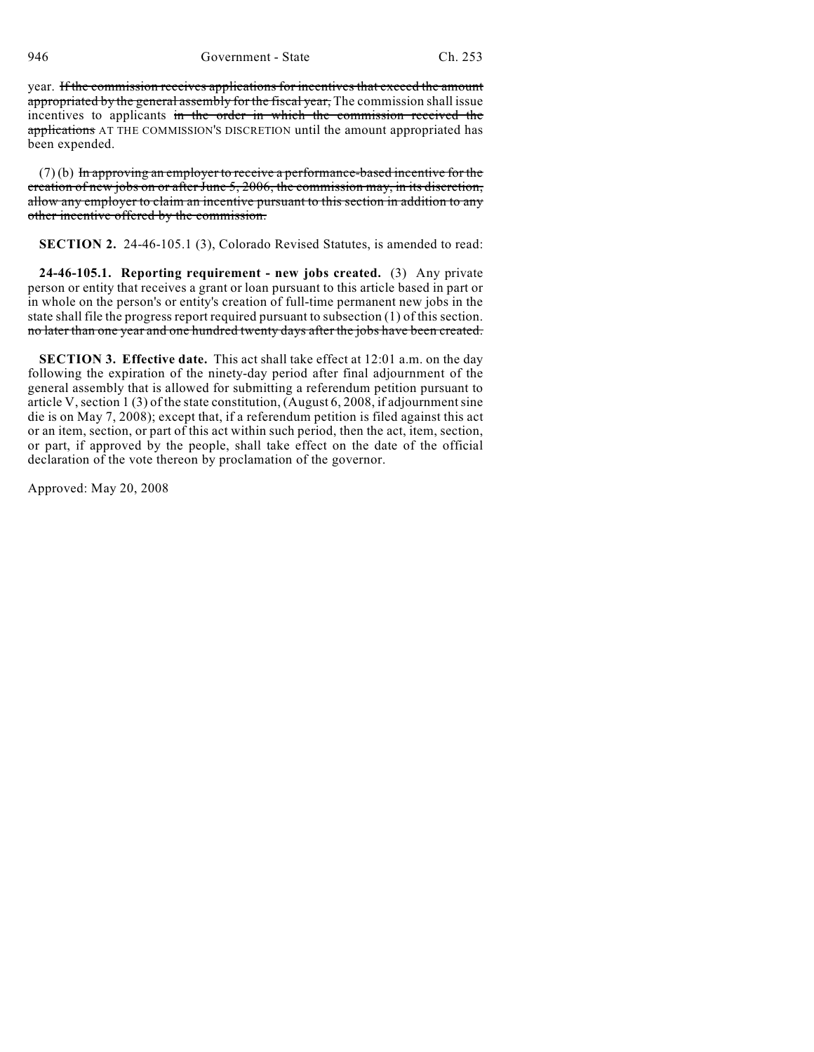year. ~~If the commission receives applications for incentives that exceed the amount appropriated by the general assembly for the fiscal year,~~ The commission shall issue incentives to applicants ~~in the order in which the commission received the applications~~ AT THE COMMISSION'S DISCRETION until the amount appropriated has been expended.

(7) (b) ~~In approving an employer to receive a performance-based incentive for the creation of new jobs on or after June 5, 2006, the commission may, in its discretion, allow any employer to claim an incentive pursuant to this section in addition to any other incentive offered by the commission.~~

**SECTION 2.** 24-46-105.1 (3), Colorado Revised Statutes, is amended to read:

**24-46-105.1. Reporting requirement - new jobs created.** (3) Any private person or entity that receives a grant or loan pursuant to this article based in part or in whole on the person's or entity's creation of full-time permanent new jobs in the state shall file the progress report required pursuant to subsection (1) of this section. ~~no later than one year and one hundred twenty days after the jobs have been created.~~

**SECTION 3. Effective date.** This act shall take effect at 12:01 a.m. on the day following the expiration of the ninety-day period after final adjournment of the general assembly that is allowed for submitting a referendum petition pursuant to article V, section 1 (3) of the state constitution, (August 6, 2008, if adjournment sine die is on May 7, 2008); except that, if a referendum petition is filed against this act or an item, section, or part of this act within such period, then the act, item, section, or part, if approved by the people, shall take effect on the date of the official declaration of the vote thereon by proclamation of the governor.

Approved: May 20, 2008